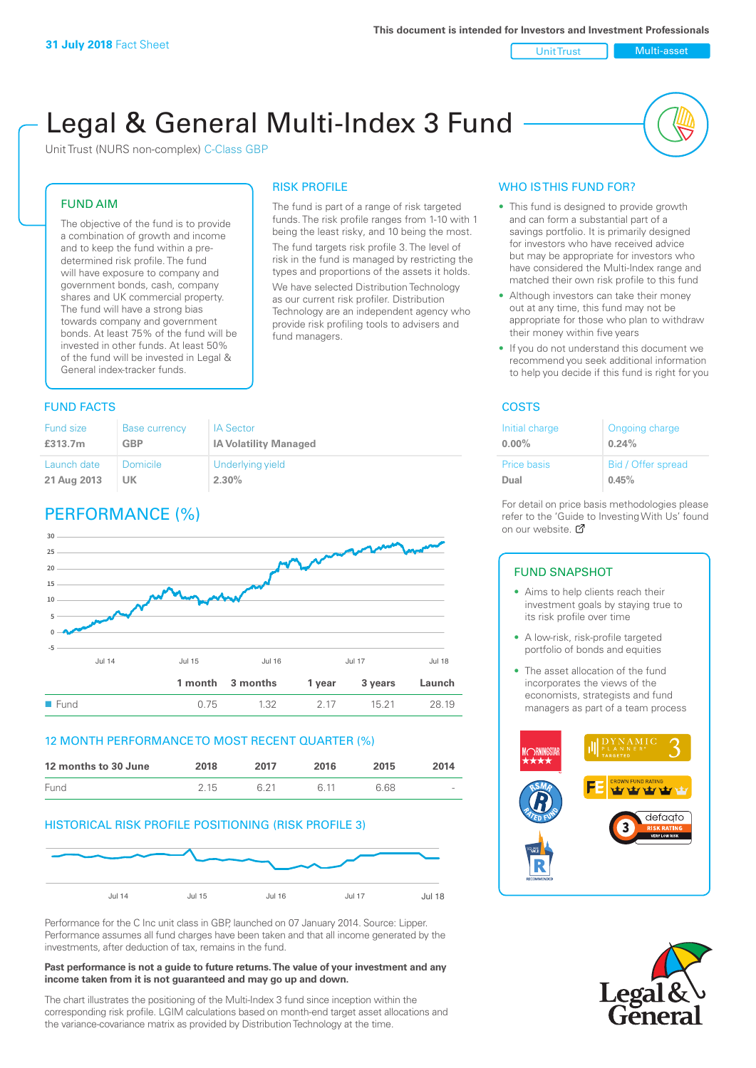**31 July 2018** Fact Sheet

This document is intended for Investors and Investment Professionals

Unit Trust | Multi-asset

# Legal & General Multi-Index 3 Fund

Unit Trust (NURS non-complex) C-Class GBP

## FUND AIM

The objective of the fund is to provide a combination of growth and income and to keep the fund within a pre-determined risk profile. The fund will have exposure to company and government bonds, cash, company shares and UK commercial property. The fund will have a strong bias towards company and government bonds. At least 75% of the fund will be invested in other funds. At least 50% of the fund will be invested in Legal & General index-tracker funds.

## RISK PROFILE

The fund is part of a range of risk targeted funds. The risk profile ranges from 1-10 with 1 being the least risky, and 10 being the most.

The fund targets risk profile 3. The level of risk in the fund is managed by restricting the types and proportions of the assets it holds.

We have selected Distribution Technology as our current risk profiler. Distribution Technology are an independent agency who provide risk profiling tools to advisers and fund managers.

## WHO IS THIS FUND FOR?

- This fund is designed to provide growth and can form a substantial part of a savings portfolio. It is primarily designed for investors who have received advice but may be appropriate for investors who have considered the Multi-Index range and matched their own risk profile to this fund
- Although investors can take their money out at any time, this fund may not be appropriate for those who plan to withdraw their money within five years
- If you do not understand this document we recommend you seek additional information to help you decide if this fund is right for you

## FUND FACTS

| Fund size | Base currency | IA Sector |
|---|---|---|
| **£313.7m** | **GBP** | **IA Volatility Managed** |
| **Launch date** | **Domicile** | **Underlying yield** |
| **21 Aug 2013** | **UK** | **2.30%** |

## COSTS

| Initial charge | Ongoing charge |
|---|---|
| **0.00%** | **0.24%** |
| **Price basis** | **Bid / Offer spread** |
| **Dual** | **0.45%** |

For detail on price basis methodologies please refer to the 'Guide to Investing With Us' found on our website.

## PERFORMANCE (%)

| | 1 month | 3 months | 1 year | 3 years | Launch |
|---|---|---|---|---|---|
| Fund | 0.75 | 1.32 | 2.17 | 15.21 | 28.19 |

## 12 MONTH PERFORMANCE TO MOST RECENT QUARTER (%)

| 12 months to 30 June | 2018 | 2017 | 2016 | 2015 | 2014 |
|---|---|---|---|---|---|
| Fund | 2.15 | 6.21 | 6.11 | 6.68 | - |

## HISTORICAL RISK PROFILE POSITIONING (RISK PROFILE 3)

Performance for the C Inc unit class in GBP, launched on 07 January 2014. Source: Lipper. Performance assumes all fund charges have been taken and that all income generated by the investments, after deduction of tax, remains in the fund.

**Past performance is not a guide to future returns. The value of your investment and any income taken from it is not guaranteed and may go up and down.**

The chart illustrates the positioning of the Multi-Index 3 fund since inception within the corresponding risk profile. LGIM calculations based on month-end target asset allocations and the variance-covariance matrix as provided by Distribution Technology at the time.

## FUND SNAPSHOT

- Aims to help clients reach their investment goals by staying true to its risk profile over time
- A low-risk, risk-profile targeted portfolio of bonds and equities
- The asset allocation of the fund incorporates the views of the economists, strategists and fund managers as part of a team process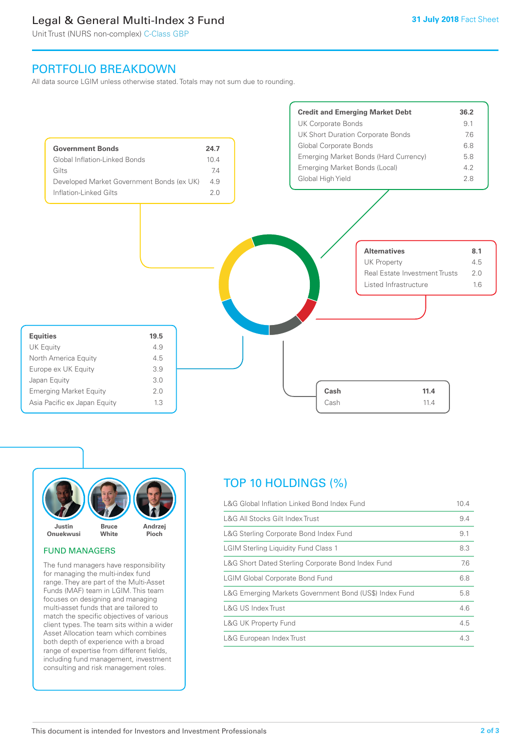# Legal & General Multi-Index 3 Fund

Unit Trust (NURS non-complex) C-Class GBP

31 July 2018 Fact Sheet

## PORTFOLIO BREAKDOWN

All data source LGIM unless otherwise stated. Totals may not sum due to rounding.

| Government Bonds | 24.7 |
|---|---|
| Global Inflation-Linked Bonds | 10.4 |
| Gilts | 7.4 |
| Developed Market Government Bonds (ex UK) | 4.9 |
| Inflation-Linked Gilts | 2.0 |

| Credit and Emerging Market Debt | 36.2 |
|---|---|
| UK Corporate Bonds | 9.1 |
| UK Short Duration Corporate Bonds | 7.6 |
| Global Corporate Bonds | 6.8 |
| Emerging Market Bonds (Hard Currency) | 5.8 |
| Emerging Market Bonds (Local) | 4.2 |
| Global High Yield | 2.8 |

| Alternatives | 8.1 |
|---|---|
| UK Property | 4.5 |
| Real Estate Investment Trusts | 2.0 |
| Listed Infrastructure | 1.6 |

| Equities | 19.5 |
|---|---|
| UK Equity | 4.9 |
| North America Equity | 4.5 |
| Europe ex UK Equity | 3.9 |
| Japan Equity | 3.0 |
| Emerging Market Equity | 2.0 |
| Asia Pacific ex Japan Equity | 1.3 |

| Cash | 11.4 |
|---|---|
| Cash | 11.4 |

Justin Onuekwusi, Bruce White, Andrzej Pioch

### FUND MANAGERS

The fund managers have responsibility for managing the multi-index fund range. They are part of the Multi-Asset Funds (MAF) team in LGIM. This team focuses on designing and managing multi-asset funds that are tailored to match the specific objectives of various client types. The team sits within a wider Asset Allocation team which combines both depth of experience with a broad range of expertise from different fields, including fund management, investment consulting and risk management roles.

## TOP 10 HOLDINGS (%)

| Holding | % |
|---|---|
| L&G Global Inflation Linked Bond Index Fund | 10.4 |
| L&G All Stocks Gilt Index Trust | 9.4 |
| L&G Sterling Corporate Bond Index Fund | 9.1 |
| LGIM Sterling Liquidity Fund Class 1 | 8.3 |
| L&G Short Dated Sterling Corporate Bond Index Fund | 7.6 |
| LGIM Global Corporate Bond Fund | 6.8 |
| L&G Emerging Markets Government Bond (US$) Index Fund | 5.8 |
| L&G US Index Trust | 4.6 |
| L&G UK Property Fund | 4.5 |
| L&G European Index Trust | 4.3 |

This document is intended for Investors and Investment Professionals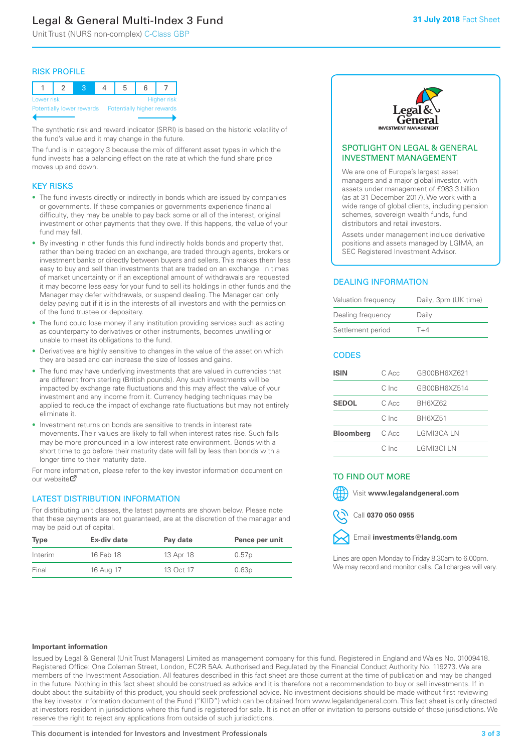# Legal & General Multi-Index 3 Fund

Unit Trust (NURS non-complex) C-Class GBP

**31 July 2018** Fact Sheet

## RISK PROFILE

| 1 | 2 | 3 | 4 | 5 | 6 | 7 |
|---|---|---|---|---|---|---|

Lower risk — Higher risk

Potentially lower rewards — Potentially higher rewards

The synthetic risk and reward indicator (SRRI) is based on the historic volatility of the fund's value and it may change in the future.

The fund is in category 3 because the mix of different asset types in which the fund invests has a balancing effect on the rate at which the fund share price moves up and down.

## KEY RISKS

- The fund invests directly or indirectly in bonds which are issued by companies or governments. If these companies or governments experience financial difficulty, they may be unable to pay back some or all of the interest, original investment or other payments that they owe. If this happens, the value of your fund may fall.
- By investing in other funds this fund indirectly holds bonds and property that, rather than being traded on an exchange, are traded through agents, brokers or investment banks or directly between buyers and sellers. This makes them less easy to buy and sell than investments that are traded on an exchange. In times of market uncertainty or if an exceptional amount of withdrawals are requested it may become less easy for your fund to sell its holdings in other funds and the Manager may defer withdrawals, or suspend dealing. The Manager can only delay paying out if it is in the interests of all investors and with the permission of the fund trustee or depositary.
- The fund could lose money if any institution providing services such as acting as counterparty to derivatives or other instruments, becomes unwilling or unable to meet its obligations to the fund.
- Derivatives are highly sensitive to changes in the value of the asset on which they are based and can increase the size of losses and gains.
- The fund may have underlying investments that are valued in currencies that are different from sterling (British pounds). Any such investments will be impacted by exchange rate fluctuations and this may affect the value of your investment and any income from it. Currency hedging techniques may be applied to reduce the impact of exchange rate fluctuations but may not entirely eliminate it.
- Investment returns on bonds are sensitive to trends in interest rate movements. Their values are likely to fall when interest rates rise. Such falls may be more pronounced in a low interest rate environment. Bonds with a short time to go before their maturity date will fall by less than bonds with a longer time to their maturity date.

For more information, please refer to the key investor information document on our website

## LATEST DISTRIBUTION INFORMATION

For distributing unit classes, the latest payments are shown below. Please note that these payments are not guaranteed, are at the discretion of the manager and may be paid out of capital.

| Type | Ex-div date | Pay date | Pence per unit |
|---|---|---|---|
| Interim | 16 Feb 18 | 13 Apr 18 | 0.57p |
| Final | 16 Aug 17 | 13 Oct 17 | 0.63p |

## SPOTLIGHT ON LEGAL & GENERAL INVESTMENT MANAGEMENT

We are one of Europe's largest asset managers and a major global investor, with assets under management of £983.3 billion (as at 31 December 2017). We work with a wide range of global clients, including pension schemes, sovereign wealth funds, fund distributors and retail investors.

Assets under management include derivative positions and assets managed by LGIMA, an SEC Registered Investment Advisor.

## DEALING INFORMATION

| | |
|---|---|
| Valuation frequency | Daily, 3pm (UK time) |
| Dealing frequency | Daily |
| Settlement period | T+4 |

## CODES

| | | |
|---|---|---|
| **ISIN** | C Acc | GB00BH6XZ621 |
| | C Inc | GB00BH6XZ514 |
| **SEDOL** | C Acc | BH6XZ62 |
| | C Inc | BH6XZ51 |
| **Bloomberg** | C Acc | LGMI3CA LN |
| | C Inc | LGMI3CI LN |

## TO FIND OUT MORE

Visit **www.legalandgeneral.com**

Call **0370 050 0955**

Email **investments@landg.com**

Lines are open Monday to Friday 8.30am to 6.00pm. We may record and monitor calls. Call charges will vary.

**Important information**

Issued by Legal & General (Unit Trust Managers) Limited as management company for this fund. Registered in England and Wales No. 01009418. Registered Office: One Coleman Street, London, EC2R 5AA. Authorised and Regulated by the Financial Conduct Authority No. 119273. We are members of the Investment Association. All features described in this fact sheet are those current at the time of publication and may be changed in the future. Nothing in this fact sheet should be construed as advice and it is therefore not a recommendation to buy or sell investments. If in doubt about the suitability of this product, you should seek professional advice. No investment decisions should be made without first reviewing the key investor information document of the Fund ("KIID") which can be obtained from www.legalandgeneral.com. This fact sheet is only directed at investors resident in jurisdictions where this fund is registered for sale. It is not an offer or invitation to persons outside of those jurisdictions. We reserve the right to reject any applications from outside of such jurisdictions.

This document is intended for Investors and Investment Professionals